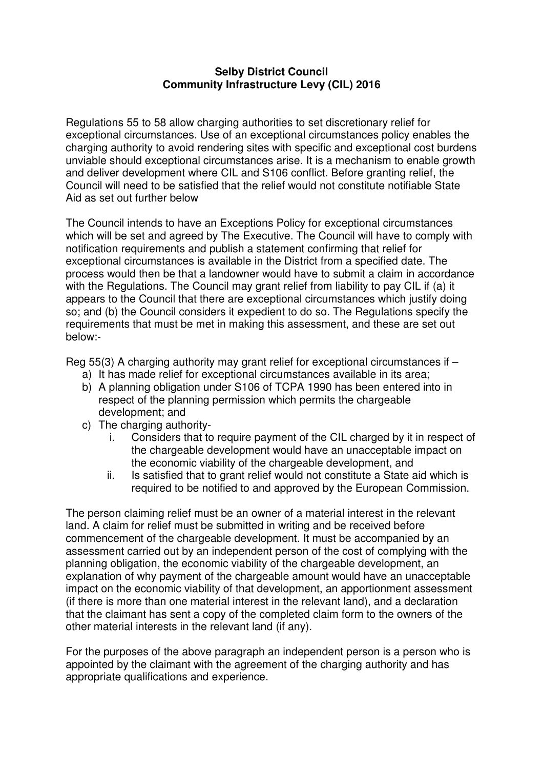**Selby District Council**
**Community Infrastructure Levy (CIL) 2016**

Regulations 55 to 58 allow charging authorities to set discretionary relief for exceptional circumstances. Use of an exceptional circumstances policy enables the charging authority to avoid rendering sites with specific and exceptional cost burdens unviable should exceptional circumstances arise. It is a mechanism to enable growth and deliver development where CIL and S106 conflict. Before granting relief, the Council will need to be satisfied that the relief would not constitute notifiable State Aid as set out further below

The Council intends to have an Exceptions Policy for exceptional circumstances which will be set and agreed by The Executive. The Council will have to comply with notification requirements and publish a statement confirming that relief for exceptional circumstances is available in the District from a specified date. The process would then be that a landowner would have to submit a claim in accordance with the Regulations. The Council may grant relief from liability to pay CIL if (a) it appears to the Council that there are exceptional circumstances which justify doing so; and (b) the Council considers it expedient to do so. The Regulations specify the requirements that must be met in making this assessment, and these are set out below:-

Reg 55(3) A charging authority may grant relief for exceptional circumstances if –

a) It has made relief for exceptional circumstances available in its area;
b) A planning obligation under S106 of TCPA 1990 has been entered into in respect of the planning permission which permits the chargeable development; and
c) The charging authority-
    i. Considers that to require payment of the CIL charged by it in respect of the chargeable development would have an unacceptable impact on the economic viability of the chargeable development, and
    ii. Is satisfied that to grant relief would not constitute a State aid which is required to be notified to and approved by the European Commission.

The person claiming relief must be an owner of a material interest in the relevant land. A claim for relief must be submitted in writing and be received before commencement of the chargeable development. It must be accompanied by an assessment carried out by an independent person of the cost of complying with the planning obligation, the economic viability of the chargeable development, an explanation of why payment of the chargeable amount would have an unacceptable impact on the economic viability of that development, an apportionment assessment (if there is more than one material interest in the relevant land), and a declaration that the claimant has sent a copy of the completed claim form to the owners of the other material interests in the relevant land (if any).

For the purposes of the above paragraph an independent person is a person who is appointed by the claimant with the agreement of the charging authority and has appropriate qualifications and experience.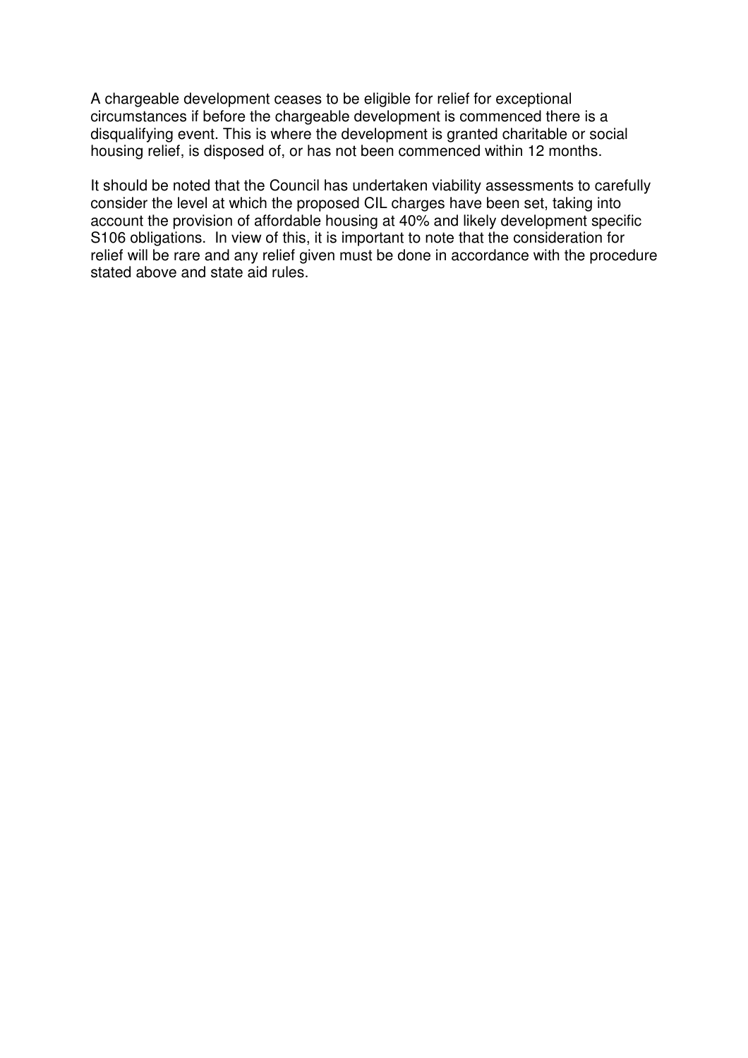A chargeable development ceases to be eligible for relief for exceptional circumstances if before the chargeable development is commenced there is a disqualifying event. This is where the development is granted charitable or social housing relief, is disposed of, or has not been commenced within 12 months.

It should be noted that the Council has undertaken viability assessments to carefully consider the level at which the proposed CIL charges have been set, taking into account the provision of affordable housing at 40% and likely development specific S106 obligations. In view of this, it is important to note that the consideration for relief will be rare and any relief given must be done in accordance with the procedure stated above and state aid rules.